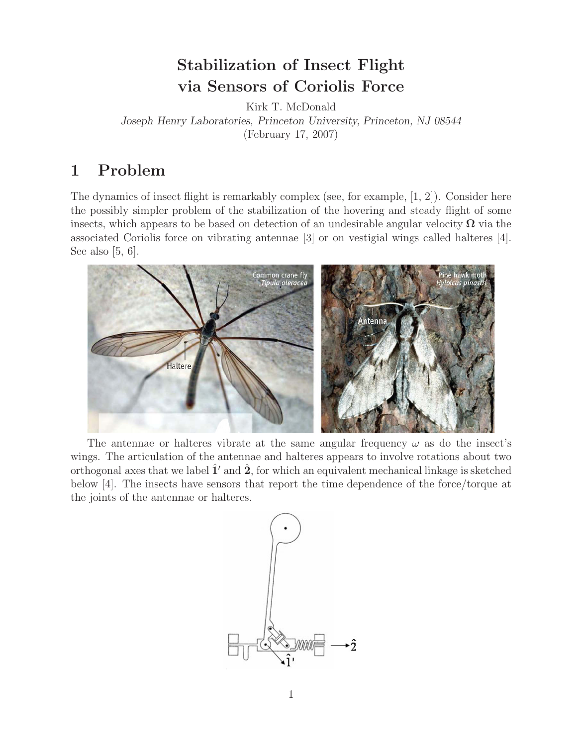# Stabilization of Insect Flight via Sensors of Coriolis Force

Kirk T. McDonald

*Joseph Henry Laboratories, Princeton University, Princeton, NJ 08544*

(February 17, 2007)

## 1 Problem

The dynamics of insect flight is remarkably complex (see, for example, [1, 2]). Consider here the possibly simpler problem of the stabilization of the hovering and steady flight of some insects, which appears to be based on detection of an undesirable angular velocity $\mathbf{\Omega}$ via the associated Coriolis force on vibrating antennae [3] or on vestigial wings called halteres [4]. See also [5, 6].

The antennae or halteres vibrate at the same angular frequency $\omega$ as do the insect's wings. The articulation of the antennae and halteres appears to involve rotations about two orthogonal axes that we label $\hat{\mathbf{1}}'$ and $\hat{\mathbf{2}}$, for which an equivalent mechanical linkage is sketched below [4]. The insects have sensors that report the time dependence of the force/torque at the joints of the antennae or halteres.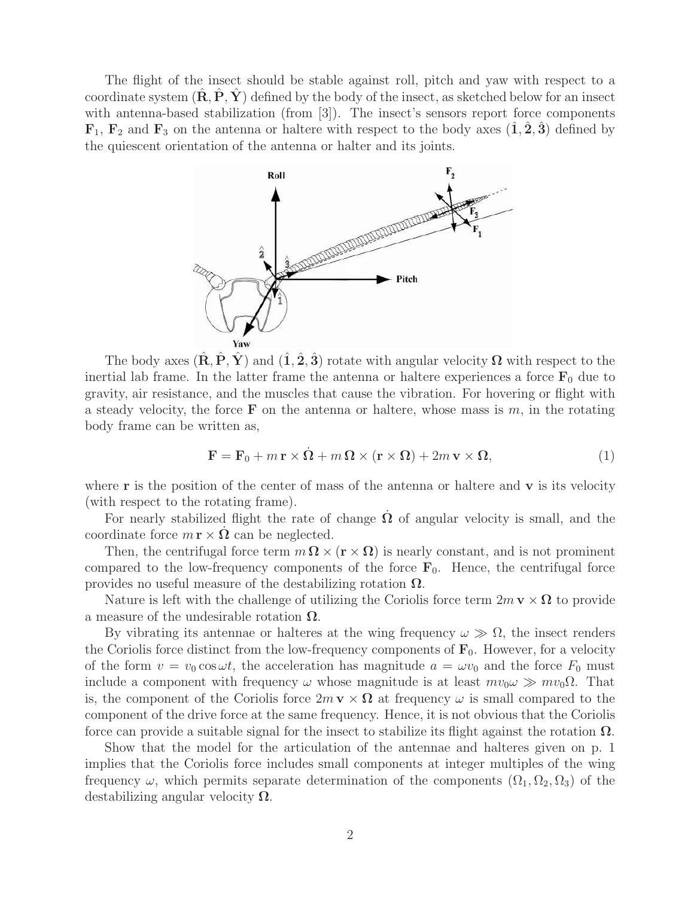The flight of the insect should be stable against roll, pitch and yaw with respect to a coordinate system $(\hat{\mathbf{R}}, \hat{\mathbf{P}}, \hat{\mathbf{Y}})$ defined by the body of the insect, as sketched below for an insect with antenna-based stabilization (from [3]). The insect's sensors report force components $\mathbf{F}_1$, $\mathbf{F}_2$ and $\mathbf{F}_3$ on the antenna or haltere with respect to the body axes $(\hat{\mathbf{1}}, \hat{\mathbf{2}}, \hat{\mathbf{3}})$ defined by the quiescent orientation of the antenna or halter and its joints.

The body axes $(\hat{\mathbf{R}}, \hat{\mathbf{P}}, \hat{\mathbf{Y}})$ and $(\hat{\mathbf{1}}, \hat{\mathbf{2}}, \hat{\mathbf{3}})$ rotate with angular velocity $\mathbf{\Omega}$ with respect to the inertial lab frame. In the latter frame the antenna or haltere experiences a force $\mathbf{F}_0$ due to gravity, air resistance, and the muscles that cause the vibration. For hovering or flight with a steady velocity, the force $\mathbf{F}$ on the antenna or haltere, whose mass is $m$, in the rotating body frame can be written as,

$$\mathbf{F} = \mathbf{F}_0 + m\,\mathbf{r} \times \dot{\mathbf{\Omega}} + m\,\mathbf{\Omega} \times (\mathbf{r} \times \mathbf{\Omega}) + 2m\,\mathbf{v} \times \mathbf{\Omega}, \tag{1}$$

where $\mathbf{r}$ is the position of the center of mass of the antenna or haltere and $\mathbf{v}$ is its velocity (with respect to the rotating frame).

For nearly stabilized flight the rate of change $\dot{\mathbf{\Omega}}$ of angular velocity is small, and the coordinate force $m\,\mathbf{r} \times \dot{\mathbf{\Omega}}$ can be neglected.

Then, the centrifugal force term $m\,\mathbf{\Omega} \times (\mathbf{r} \times \mathbf{\Omega})$ is nearly constant, and is not prominent compared to the low-frequency components of the force $\mathbf{F}_0$. Hence, the centrifugal force provides no useful measure of the destabilizing rotation $\mathbf{\Omega}$.

Nature is left with the challenge of utilizing the Coriolis force term $2m\,\mathbf{v} \times \mathbf{\Omega}$ to provide a measure of the undesirable rotation $\mathbf{\Omega}$.

By vibrating its antennae or halteres at the wing frequency $\omega \gg \Omega$, the insect renders the Coriolis force distinct from the low-frequency components of $\mathbf{F}_0$. However, for a velocity of the form $v = v_0 \cos\omega t$, the acceleration has magnitude $a = \omega v_0$ and the force $F_0$ must include a component with frequency $\omega$ whose magnitude is at least $mv_0\omega \gg mv_0\Omega$. That is, the component of the Coriolis force $2m\,\mathbf{v} \times \mathbf{\Omega}$ at frequency $\omega$ is small compared to the component of the drive force at the same frequency. Hence, it is not obvious that the Coriolis force can provide a suitable signal for the insect to stabilize its flight against the rotation $\mathbf{\Omega}$.

Show that the model for the articulation of the antennae and halteres given on p. 1 implies that the Coriolis force includes small components at integer multiples of the wing frequency $\omega$, which permits separate determination of the components $(\Omega_1, \Omega_2, \Omega_3)$ of the destabilizing angular velocity $\mathbf{\Omega}$.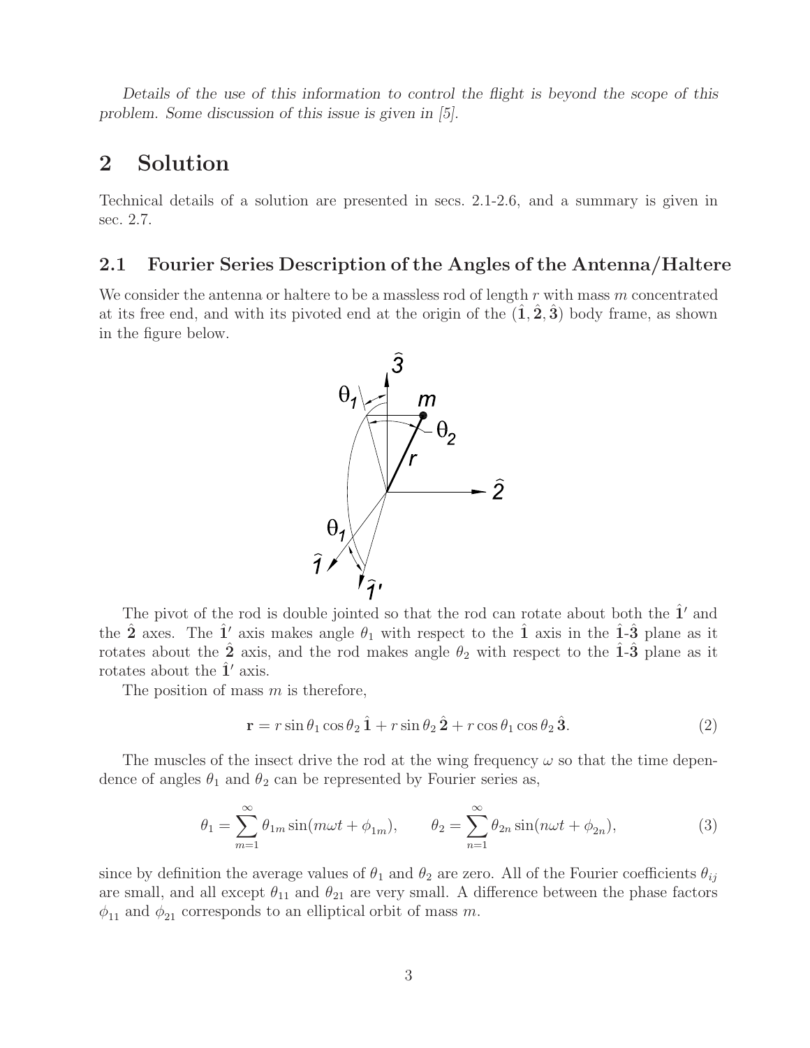*Details of the use of this information to control the flight is beyond the scope of this problem. Some discussion of this issue is given in [5].*

# 2 Solution

Technical details of a solution are presented in secs. 2.1-2.6, and a summary is given in sec. 2.7.

## 2.1 Fourier Series Description of the Angles of the Antenna/Haltere

We consider the antenna or haltere to be a massless rod of length $r$ with mass $m$ concentrated at its free end, and with its pivoted end at the origin of the $(\hat{\mathbf{1}}, \hat{\mathbf{2}}, \hat{\mathbf{3}})$ body frame, as shown in the figure below.

The pivot of the rod is double jointed so that the rod can rotate about both the $\hat{\mathbf{1}}'$ and the $\hat{\mathbf{2}}$ axes. The $\hat{\mathbf{1}}'$ axis makes angle $\theta_1$ with respect to the $\hat{\mathbf{1}}$ axis in the $\hat{\mathbf{1}}$-$\hat{\mathbf{3}}$ plane as it rotates about the $\hat{\mathbf{2}}$ axis, and the rod makes angle $\theta_2$ with respect to the $\hat{\mathbf{1}}$-$\hat{\mathbf{3}}$ plane as it rotates about the $\hat{\mathbf{1}}'$ axis.

The position of mass $m$ is therefore,

$$\mathbf{r} = r \sin\theta_1 \cos\theta_2 \, \hat{\mathbf{1}} + r \sin\theta_2 \, \hat{\mathbf{2}} + r \cos\theta_1 \cos\theta_2 \, \hat{\mathbf{3}}. \tag{2}$$

The muscles of the insect drive the rod at the wing frequency $\omega$ so that the time dependence of angles $\theta_1$ and $\theta_2$ can be represented by Fourier series as,

$$\theta_1 = \sum_{m=1}^{\infty} \theta_{1m} \sin(m\omega t + \phi_{1m}), \qquad \theta_2 = \sum_{n=1}^{\infty} \theta_{2n} \sin(n\omega t + \phi_{2n}), \tag{3}$$

since by definition the average values of $\theta_1$ and $\theta_2$ are zero. All of the Fourier coefficients $\theta_{ij}$ are small, and all except $\theta_{11}$ and $\theta_{21}$ are very small. A difference between the phase factors $\phi_{11}$ and $\phi_{21}$ corresponds to an elliptical orbit of mass $m$.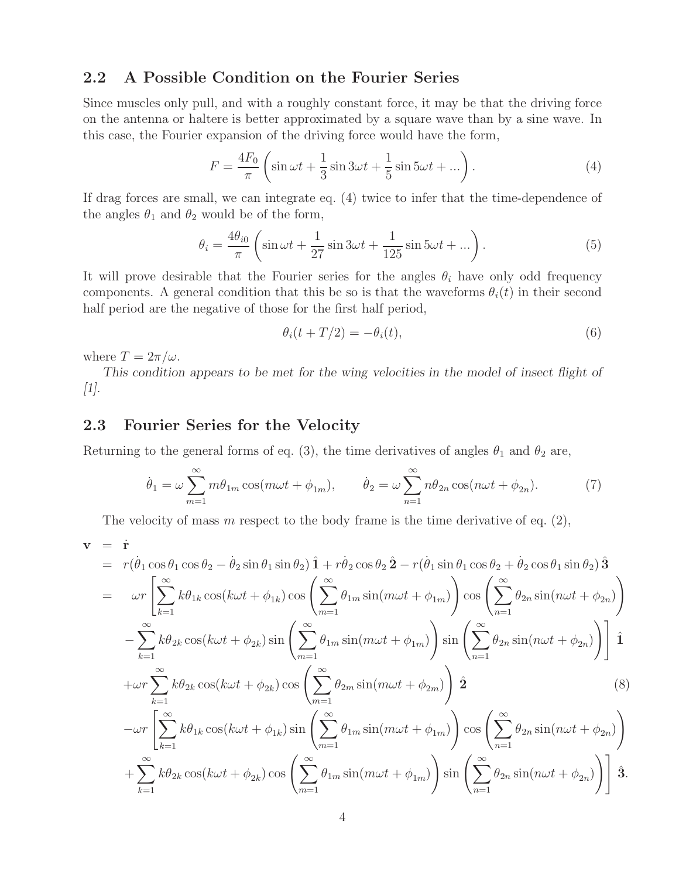## 2.2 A Possible Condition on the Fourier Series

Since muscles only pull, and with a roughly constant force, it may be that the driving force on the antenna or haltere is better approximated by a square wave than by a sine wave. In this case, the Fourier expansion of the driving force would have the form,

$$F = \frac{4F_0}{\pi}\left(\sin\omega t + \frac{1}{3}\sin 3\omega t + \frac{1}{5}\sin 5\omega t + ...\right). \tag{4}$$

If drag forces are small, we can integrate eq. (4) twice to infer that the time-dependence of the angles $\theta_1$ and $\theta_2$ would be of the form,

$$\theta_i = \frac{4\theta_{i0}}{\pi}\left(\sin\omega t + \frac{1}{27}\sin 3\omega t + \frac{1}{125}\sin 5\omega t + ...\right). \tag{5}$$

It will prove desirable that the Fourier series for the angles $\theta_i$ have only odd frequency components. A general condition that this be so is that the waveforms $\theta_i(t)$ in their second half period are the negative of those for the first half period,

$$\theta_i(t + T/2) = -\theta_i(t), \tag{6}$$

where $T = 2\pi/\omega$.

*This condition appears to be met for the wing velocities in the model of insect flight of [1].*

## 2.3 Fourier Series for the Velocity

Returning to the general forms of eq. (3), the time derivatives of angles $\theta_1$ and $\theta_2$ are,

$$\dot\theta_1 = \omega\sum_{m=1}^{\infty} m\theta_{1m}\cos(m\omega t + \phi_{1m}), \qquad \dot\theta_2 = \omega\sum_{n=1}^{\infty} n\theta_{2n}\cos(n\omega t + \phi_{2n}). \tag{7}$$

The velocity of mass $m$ respect to the body frame is the time derivative of eq. (2),

$$\begin{aligned}
\mathbf{v} &= \dot{\mathbf{r}} \\
&= r(\dot\theta_1\cos\theta_1\cos\theta_2 - \dot\theta_2\sin\theta_1\sin\theta_2)\,\hat{\mathbf{1}} + r\dot\theta_2\cos\theta_2\,\hat{\mathbf{2}} - r(\dot\theta_1\sin\theta_1\cos\theta_2 + \dot\theta_2\cos\theta_1\sin\theta_2)\,\hat{\mathbf{3}} \\
&= \omega r\left[\sum_{k=1}^{\infty} k\theta_{1k}\cos(k\omega t + \phi_{1k})\cos\left(\sum_{m=1}^{\infty}\theta_{1m}\sin(m\omega t + \phi_{1m})\right)\cos\left(\sum_{n=1}^{\infty}\theta_{2n}\sin(n\omega t + \phi_{2n})\right)\right. \\
&\quad \left. - \sum_{k=1}^{\infty} k\theta_{2k}\cos(k\omega t + \phi_{2k})\sin\left(\sum_{m=1}^{\infty}\theta_{1m}\sin(m\omega t + \phi_{1m})\right)\sin\left(\sum_{n=1}^{\infty}\theta_{2n}\sin(n\omega t + \phi_{2n})\right)\right]\hat{\mathbf{1}} \\
&\quad + \omega r\sum_{k=1}^{\infty} k\theta_{2k}\cos(k\omega t + \phi_{2k})\cos\left(\sum_{m=1}^{\infty}\theta_{2m}\sin(m\omega t + \phi_{2m})\right)\hat{\mathbf{2}} \\
&\quad - \omega r\left[\sum_{k=1}^{\infty} k\theta_{1k}\cos(k\omega t + \phi_{1k})\sin\left(\sum_{m=1}^{\infty}\theta_{1m}\sin(m\omega t + \phi_{1m})\right)\cos\left(\sum_{n=1}^{\infty}\theta_{2n}\sin(n\omega t + \phi_{2n})\right)\right. \\
&\quad \left. + \sum_{k=1}^{\infty} k\theta_{2k}\cos(k\omega t + \phi_{2k})\cos\left(\sum_{m=1}^{\infty}\theta_{1m}\sin(m\omega t + \phi_{1m})\right)\sin\left(\sum_{n=1}^{\infty}\theta_{2n}\sin(n\omega t + \phi_{2n})\right)\right]\hat{\mathbf{3}}.
\end{aligned} \tag{8}$$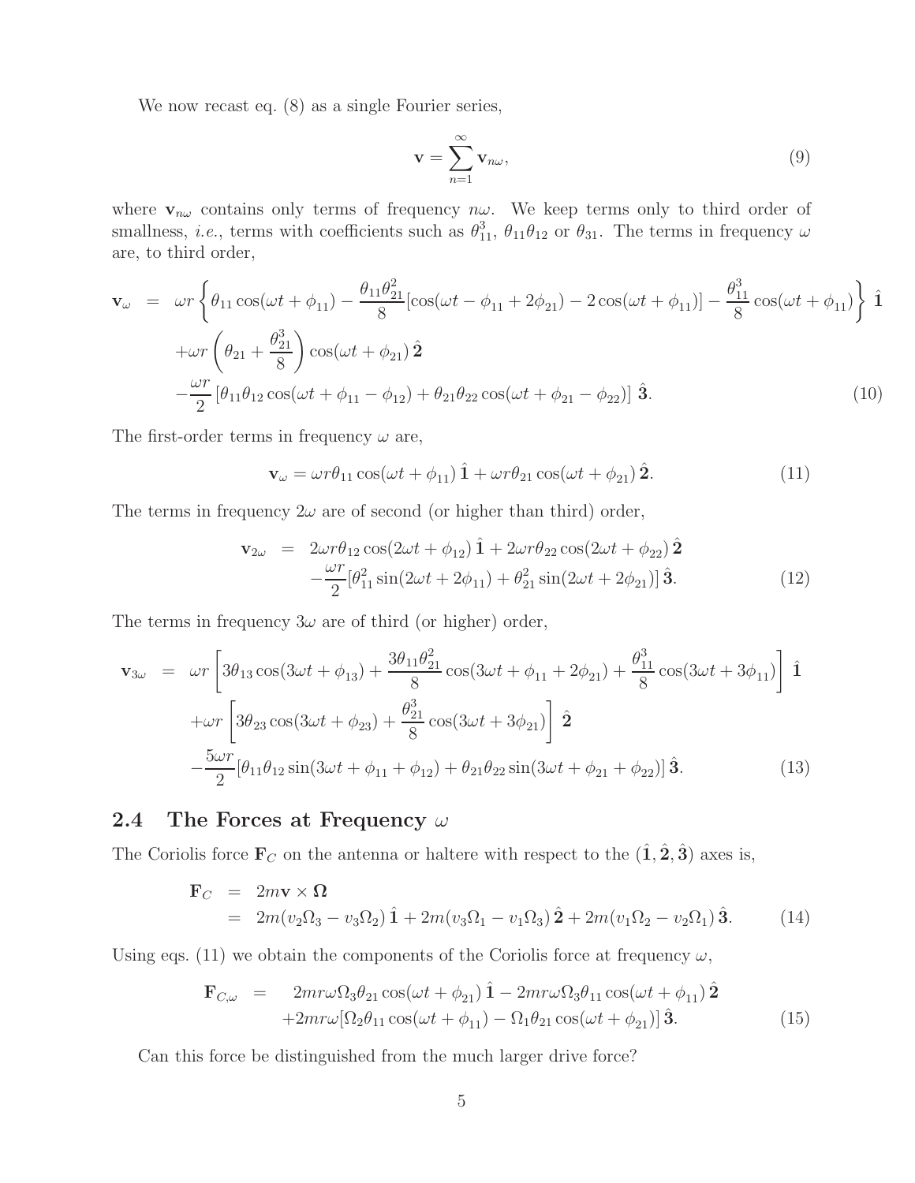We now recast eq. (8) as a single Fourier series,

$$
\mathbf{v} = \sum_{n=1}^{\infty} \mathbf{v}_{n\omega}, \tag{9}
$$

where $\mathbf{v}_{n\omega}$ contains only terms of frequency $n\omega$. We keep terms only to third order of smallness, *i.e.*, terms with coefficients such as $\theta_{11}^3$, $\theta_{11}\theta_{12}$ or $\theta_{31}$. The terms in frequency $\omega$ are, to third order,

$$
\begin{aligned}
\mathbf{v}_\omega &= \omega r \left\{ \theta_{11} \cos(\omega t + \phi_{11}) - \frac{\theta_{11}\theta_{21}^2}{8} [\cos(\omega t - \phi_{11} + 2\phi_{21}) - 2\cos(\omega t + \phi_{11})] - \frac{\theta_{11}^3}{8} \cos(\omega t + \phi_{11}) \right\} \hat{\mathbf{1}} \\
&\quad + \omega r \left( \theta_{21} + \frac{\theta_{21}^3}{8} \right) \cos(\omega t + \phi_{21}) \, \hat{\mathbf{2}} \\
&\quad - \frac{\omega r}{2} \left[ \theta_{11}\theta_{12} \cos(\omega t + \phi_{11} - \phi_{12}) + \theta_{21}\theta_{22} \cos(\omega t + \phi_{21} - \phi_{22}) \right] \hat{\mathbf{3}}.
\end{aligned} \tag{10}
$$

The first-order terms in frequency $\omega$ are,

$$
\mathbf{v}_\omega = \omega r \theta_{11} \cos(\omega t + \phi_{11}) \, \hat{\mathbf{1}} + \omega r \theta_{21} \cos(\omega t + \phi_{21}) \, \hat{\mathbf{2}}. \tag{11}
$$

The terms in frequency $2\omega$ are of second (or higher than third) order,

$$
\begin{aligned}
\mathbf{v}_{2\omega} &= 2\omega r \theta_{12} \cos(2\omega t + \phi_{12}) \, \hat{\mathbf{1}} + 2\omega r \theta_{22} \cos(2\omega t + \phi_{22}) \, \hat{\mathbf{2}} \\
&\quad - \frac{\omega r}{2} [\theta_{11}^2 \sin(2\omega t + 2\phi_{11}) + \theta_{21}^2 \sin(2\omega t + 2\phi_{21})] \, \hat{\mathbf{3}}.
\end{aligned} \tag{12}
$$

The terms in frequency $3\omega$ are of third (or higher) order,

$$
\begin{aligned}
\mathbf{v}_{3\omega} &= \omega r \left[ 3\theta_{13} \cos(3\omega t + \phi_{13}) + \frac{3\theta_{11}\theta_{21}^2}{8} \cos(3\omega t + \phi_{11} + 2\phi_{21}) + \frac{\theta_{11}^3}{8} \cos(3\omega t + 3\phi_{11}) \right] \hat{\mathbf{1}} \\
&\quad + \omega r \left[ 3\theta_{23} \cos(3\omega t + \phi_{23}) + \frac{\theta_{21}^3}{8} \cos(3\omega t + 3\phi_{21}) \right] \hat{\mathbf{2}} \\
&\quad - \frac{5\omega r}{2} [\theta_{11}\theta_{12} \sin(3\omega t + \phi_{11} + \phi_{12}) + \theta_{21}\theta_{22} \sin(3\omega t + \phi_{21} + \phi_{22})] \, \hat{\mathbf{3}}.
\end{aligned} \tag{13}
$$

## 2.4 The Forces at Frequency $\omega$

The Coriolis force $\mathbf{F}_C$ on the antenna or haltere with respect to the $(\hat{\mathbf{1}}, \hat{\mathbf{2}}, \hat{\mathbf{3}})$ axes is,

$$
\begin{aligned}
\mathbf{F}_C &= 2m\mathbf{v} \times \mathbf{\Omega} \\
&= 2m(v_2\Omega_3 - v_3\Omega_2) \, \hat{\mathbf{1}} + 2m(v_3\Omega_1 - v_1\Omega_3) \, \hat{\mathbf{2}} + 2m(v_1\Omega_2 - v_2\Omega_1) \, \hat{\mathbf{3}}.
\end{aligned} \tag{14}
$$

Using eqs. (11) we obtain the components of the Coriolis force at frequency $\omega$,

$$
\begin{aligned}
\mathbf{F}_{C,\omega} &= 2mr\omega\Omega_3\theta_{21} \cos(\omega t + \phi_{21}) \, \hat{\mathbf{1}} - 2mr\omega\Omega_3\theta_{11} \cos(\omega t + \phi_{11}) \, \hat{\mathbf{2}} \\
&\quad + 2mr\omega[\Omega_2\theta_{11} \cos(\omega t + \phi_{11}) - \Omega_1\theta_{21} \cos(\omega t + \phi_{21})] \, \hat{\mathbf{3}}.
\end{aligned} \tag{15}
$$

Can this force be distinguished from the much larger drive force?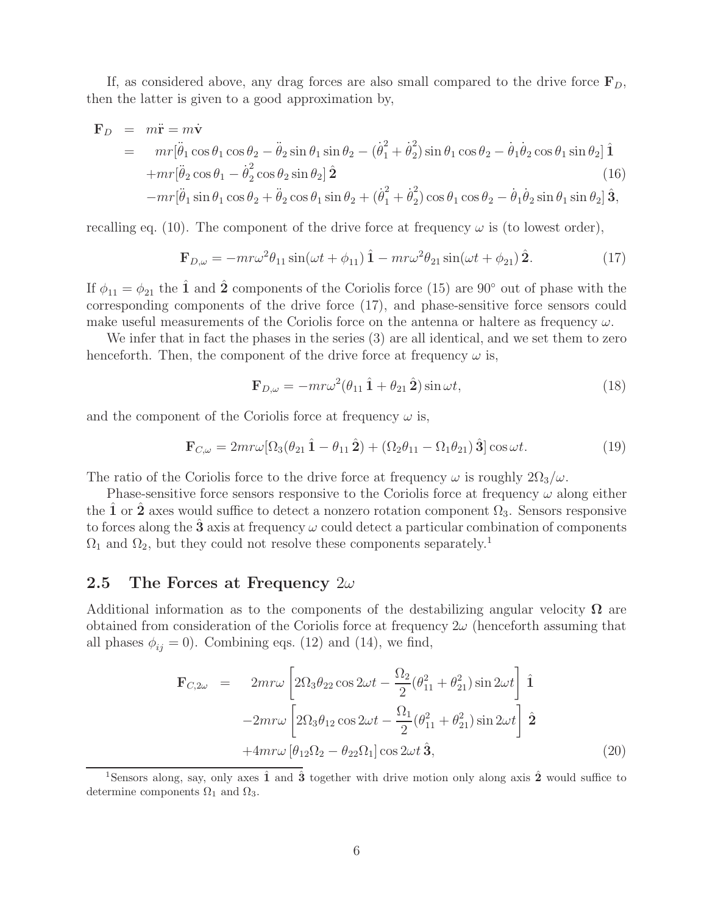If, as considered above, any drag forces are also small compared to the drive force $\mathbf{F}_D$, then the latter is given to a good approximation by,

$$
\begin{aligned}
\mathbf{F}_D &= m\ddot{\mathbf{r}} = m\dot{\mathbf{v}} \\
&= \quad mr[\ddot{\theta}_1 \cos\theta_1 \cos\theta_2 - \ddot{\theta}_2 \sin\theta_1 \sin\theta_2 - (\dot{\theta}_1^2 + \dot{\theta}_2^2) \sin\theta_1 \cos\theta_2 - \dot{\theta}_1 \dot{\theta}_2 \cos\theta_1 \sin\theta_2]\,\hat{\mathbf{1}} \\
&\quad + mr[\ddot{\theta}_2 \cos\theta_1 - \dot{\theta}_2^2 \cos\theta_2 \sin\theta_2]\,\hat{\mathbf{2}} \qquad (16) \\
&\quad - mr[\ddot{\theta}_1 \sin\theta_1 \cos\theta_2 + \ddot{\theta}_2 \cos\theta_1 \sin\theta_2 + (\dot{\theta}_1^2 + \dot{\theta}_2^2) \cos\theta_1 \cos\theta_2 - \dot{\theta}_1 \dot{\theta}_2 \sin\theta_1 \sin\theta_2]\,\hat{\mathbf{3}},
\end{aligned}
$$

recalling eq. (10). The component of the drive force at frequency $\omega$ is (to lowest order),

$$
\mathbf{F}_{D,\omega} = -mr\omega^2 \theta_{11} \sin(\omega t + \phi_{11})\,\hat{\mathbf{1}} - mr\omega^2 \theta_{21} \sin(\omega t + \phi_{21})\,\hat{\mathbf{2}}. \qquad (17)
$$

If $\phi_{11} = \phi_{21}$ the $\hat{\mathbf{1}}$ and $\hat{\mathbf{2}}$ components of the Coriolis force (15) are 90° out of phase with the corresponding components of the drive force (17), and phase-sensitive force sensors could make useful measurements of the Coriolis force on the antenna or haltere as frequency $\omega$.

We infer that in fact the phases in the series (3) are all identical, and we set them to zero henceforth. Then, the component of the drive force at frequency $\omega$ is,

$$
\mathbf{F}_{D,\omega} = -mr\omega^2 (\theta_{11}\,\hat{\mathbf{1}} + \theta_{21}\,\hat{\mathbf{2}}) \sin\omega t, \qquad (18)
$$

and the component of the Coriolis force at frequency $\omega$ is,

$$
\mathbf{F}_{C,\omega} = 2mr\omega[\Omega_3(\theta_{21}\,\hat{\mathbf{1}} - \theta_{11}\,\hat{\mathbf{2}}) + (\Omega_2\theta_{11} - \Omega_1\theta_{21})\,\hat{\mathbf{3}}] \cos\omega t. \qquad (19)
$$

The ratio of the Coriolis force to the drive force at frequency $\omega$ is roughly $2\Omega_3/\omega$.

Phase-sensitive force sensors responsive to the Coriolis force at frequency $\omega$ along either the $\hat{\mathbf{1}}$ or $\hat{\mathbf{2}}$ axes would suffice to detect a nonzero rotation component $\Omega_3$. Sensors responsive to forces along the $\hat{\mathbf{3}}$ axis at frequency $\omega$ could detect a particular combination of components $\Omega_1$ and $\Omega_2$, but they could not resolve these components separately.[1]

## 2.5 The Forces at Frequency $2\omega$

Additional information as to the components of the destabilizing angular velocity $\mathbf{\Omega}$ are obtained from consideration of the Coriolis force at frequency $2\omega$ (henceforth assuming that all phases $\phi_{ij} = 0$). Combining eqs. (12) and (14), we find,

$$
\begin{aligned}
\mathbf{F}_{C,2\omega} &= \quad 2mr\omega \left[ 2\Omega_3 \theta_{22} \cos 2\omega t - \frac{\Omega_2}{2}(\theta_{11}^2 + \theta_{21}^2) \sin 2\omega t \right] \hat{\mathbf{1}} \\
&\quad - 2mr\omega \left[ 2\Omega_3 \theta_{12} \cos 2\omega t - \frac{\Omega_1}{2}(\theta_{11}^2 + \theta_{21}^2) \sin 2\omega t \right] \hat{\mathbf{2}} \\
&\quad + 4mr\omega \left[ \theta_{12}\Omega_2 - \theta_{22}\Omega_1 \right] \cos 2\omega t\,\hat{\mathbf{3}}, \qquad (20)
\end{aligned}
$$

[1] Sensors along, say, only axes $\hat{\mathbf{1}}$ and $\hat{\mathbf{3}}$ together with drive motion only along axis $\hat{\mathbf{2}}$ would suffice to determine components $\Omega_1$ and $\Omega_3$.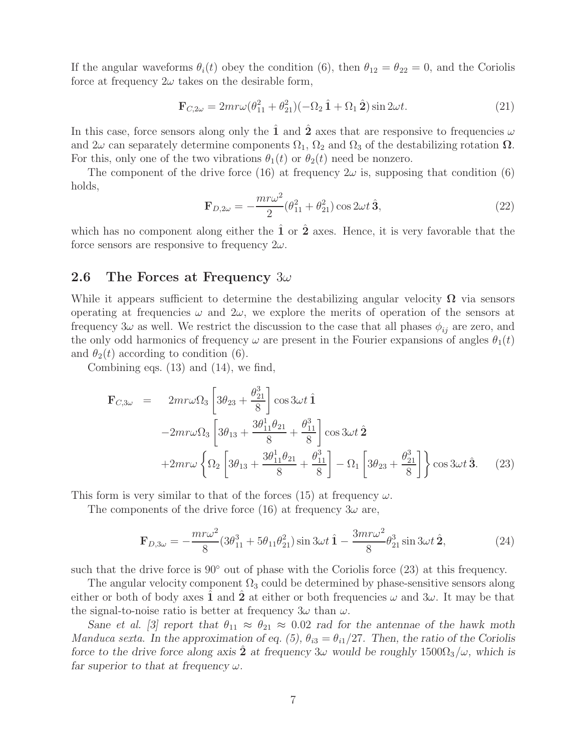If the angular waveforms $\theta_i(t)$ obey the condition (6), then $\theta_{12} = \theta_{22} = 0$, and the Coriolis force at frequency $2\omega$ takes on the desirable form,

$$\mathbf{F}_{C,2\omega} = 2mr\omega(\theta_{11}^2 + \theta_{21}^2)(-\Omega_2\,\hat{\mathbf{1}} + \Omega_1\,\hat{\mathbf{2}})\sin 2\omega t. \tag{21}$$

In this case, force sensors along only the $\hat{\mathbf{1}}$ and $\hat{\mathbf{2}}$ axes that are responsive to frequencies $\omega$ and $2\omega$ can separately determine components $\Omega_1$, $\Omega_2$ and $\Omega_3$ of the destabilizing rotation $\mathbf{\Omega}$. For this, only one of the two vibrations $\theta_1(t)$ or $\theta_2(t)$ need be nonzero.

The component of the drive force (16) at frequency $2\omega$ is, supposing that condition (6) holds,

$$\mathbf{F}_{D,2\omega} = -\frac{mr\omega^2}{2}(\theta_{11}^2 + \theta_{21}^2)\cos 2\omega t\,\hat{\mathbf{3}}, \tag{22}$$

which has no component along either the $\hat{\mathbf{1}}$ or $\hat{\mathbf{2}}$ axes. Hence, it is very favorable that the force sensors are responsive to frequency $2\omega$.

## 2.6 The Forces at Frequency $3\omega$

While it appears sufficient to determine the destabilizing angular velocity $\mathbf{\Omega}$ via sensors operating at frequencies $\omega$ and $2\omega$, we explore the merits of operation of the sensors at frequency $3\omega$ as well. We restrict the discussion to the case that all phases $\phi_{ij}$ are zero, and the only odd harmonics of frequency $\omega$ are present in the Fourier expansions of angles $\theta_1(t)$ and $\theta_2(t)$ according to condition (6).

Combining eqs. (13) and (14), we find,

$$\begin{aligned}
\mathbf{F}_{C,3\omega} \;=\; & \; 2mr\omega\Omega_3\left[3\theta_{23} + \frac{\theta_{21}^3}{8}\right]\cos 3\omega t\,\hat{\mathbf{1}} \\
& -2mr\omega\Omega_3\left[3\theta_{13} + \frac{3\theta_{11}^1\theta_{21}}{8} + \frac{\theta_{11}^3}{8}\right]\cos 3\omega t\,\hat{\mathbf{2}} \\
& +2mr\omega\left\{\Omega_2\left[3\theta_{13} + \frac{3\theta_{11}^1\theta_{21}}{8} + \frac{\theta_{11}^3}{8}\right] - \Omega_1\left[3\theta_{23} + \frac{\theta_{21}^3}{8}\right]\right\}\cos 3\omega t\,\hat{\mathbf{3}}.
\end{aligned} \tag{23}$$

This form is very similar to that of the forces (15) at frequency $\omega$.

The components of the drive force (16) at frequency $3\omega$ are,

$$\mathbf{F}_{D,3\omega} = -\frac{mr\omega^2}{8}(3\theta_{11}^3 + 5\theta_{11}\theta_{21}^2)\sin 3\omega t\,\hat{\mathbf{1}} - \frac{3mr\omega^2}{8}\theta_{21}^3\sin 3\omega t\,\hat{\mathbf{2}}, \tag{24}$$

such that the drive force is $90^\circ$ out of phase with the Coriolis force (23) at this frequency.

The angular velocity component $\Omega_3$ could be determined by phase-sensitive sensors along either or both of body axes $\hat{\mathbf{1}}$ and $\hat{\mathbf{2}}$ at either or both frequencies $\omega$ and $3\omega$. It may be that the signal-to-noise ratio is better at frequency $3\omega$ than $\omega$.

*Sane et al. [3] report that $\theta_{11} \approx \theta_{21} \approx 0.02$ rad for the antennae of the hawk moth Manduca sexta. In the approximation of eq. (5), $\theta_{i3} = \theta_{i1}/27$. Then, the ratio of the Coriolis force to the drive force along axis $\hat{\mathbf{2}}$ at frequency $3\omega$ would be roughly $1500\Omega_3/\omega$, which is far superior to that at frequency $\omega$.*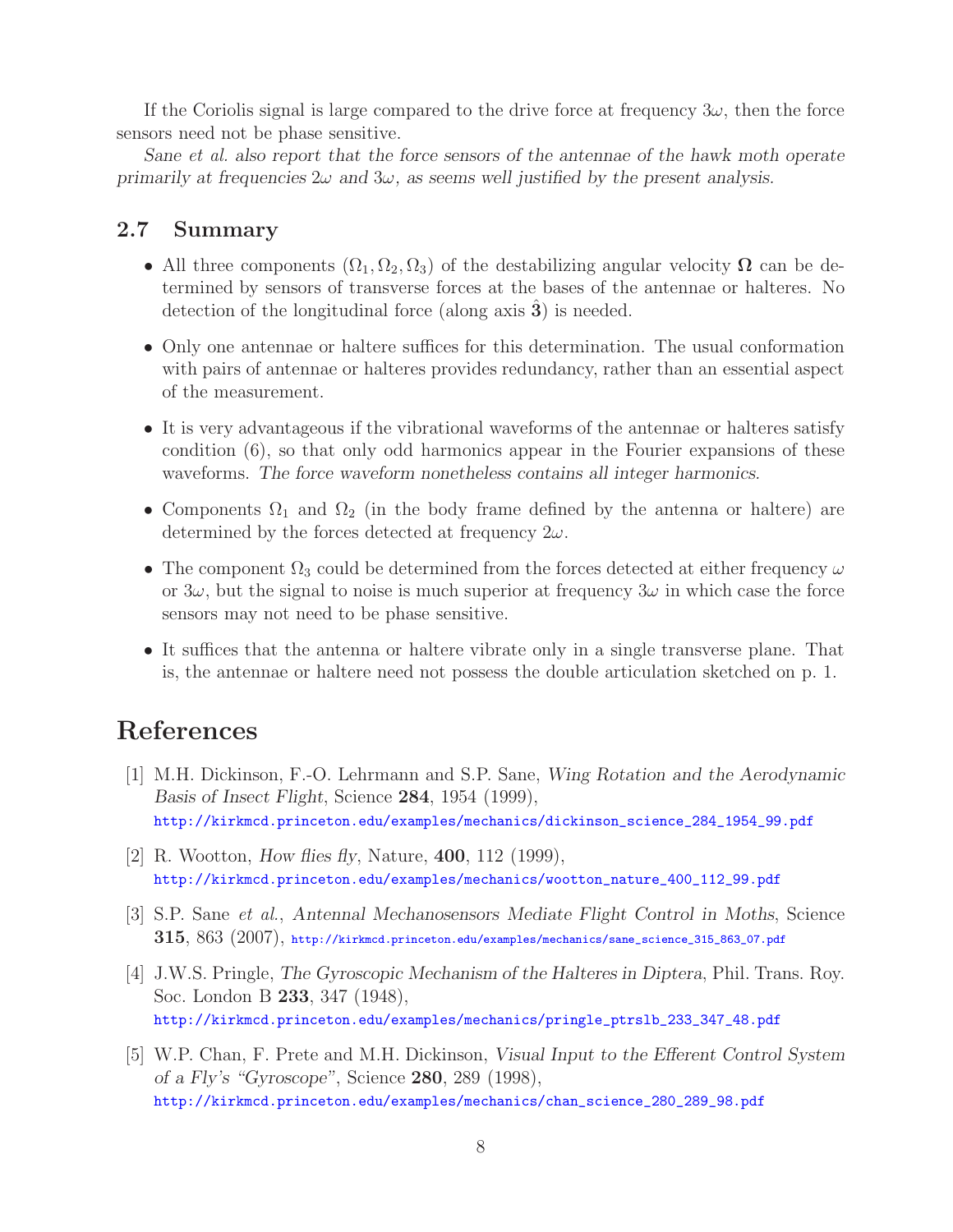If the Coriolis signal is large compared to the drive force at frequency $3\omega$, then the force sensors need not be phase sensitive.

*Sane et al. also report that the force sensors of the antennae of the hawk moth operate primarily at frequencies $2\omega$ and $3\omega$, as seems well justified by the present analysis.*

## 2.7 Summary

- All three components $(\Omega_1, \Omega_2, \Omega_3)$ of the destabilizing angular velocity $\mathbf{\Omega}$ can be determined by sensors of transverse forces at the bases of the antennae or halteres. No detection of the longitudinal force (along axis $\hat{\mathbf{3}}$) is needed.
- Only one antennae or haltere suffices for this determination. The usual conformation with pairs of antennae or halteres provides redundancy, rather than an essential aspect of the measurement.
- It is very advantageous if the vibrational waveforms of the antennae or halteres satisfy condition (6), so that only odd harmonics appear in the Fourier expansions of these waveforms. *The force waveform nonetheless contains all integer harmonics.*
- Components $\Omega_1$ and $\Omega_2$ (in the body frame defined by the antenna or haltere) are determined by the forces detected at frequency $2\omega$.
- The component $\Omega_3$ could be determined from the forces detected at either frequency $\omega$ or $3\omega$, but the signal to noise is much superior at frequency $3\omega$ in which case the force sensors may not need to be phase sensitive.
- It suffices that the antenna or haltere vibrate only in a single transverse plane. That is, the antennae or haltere need not possess the double articulation sketched on p. 1.

# References

[1] M.H. Dickinson, F.-O. Lehrmann and S.P. Sane, *Wing Rotation and the Aerodynamic Basis of Insect Flight*, Science **284**, 1954 (1999),
http://kirkmcd.princeton.edu/examples/mechanics/dickinson_science_284_1954_99.pdf

[2] R. Wootton, *How flies fly*, Nature, **400**, 112 (1999),
http://kirkmcd.princeton.edu/examples/mechanics/wootton_nature_400_112_99.pdf

[3] S.P. Sane *et al.*, *Antennal Mechanosensors Mediate Flight Control in Moths*, Science **315**, 863 (2007), http://kirkmcd.princeton.edu/examples/mechanics/sane_science_315_863_07.pdf

[4] J.W.S. Pringle, *The Gyroscopic Mechanism of the Halteres in Diptera*, Phil. Trans. Roy. Soc. London B **233**, 347 (1948),
http://kirkmcd.princeton.edu/examples/mechanics/pringle_ptrslb_233_347_48.pdf

[5] W.P. Chan, F. Prete and M.H. Dickinson, *Visual Input to the Efferent Control System of a Fly's "Gyroscope"*, Science **280**, 289 (1998),
http://kirkmcd.princeton.edu/examples/mechanics/chan_science_280_289_98.pdf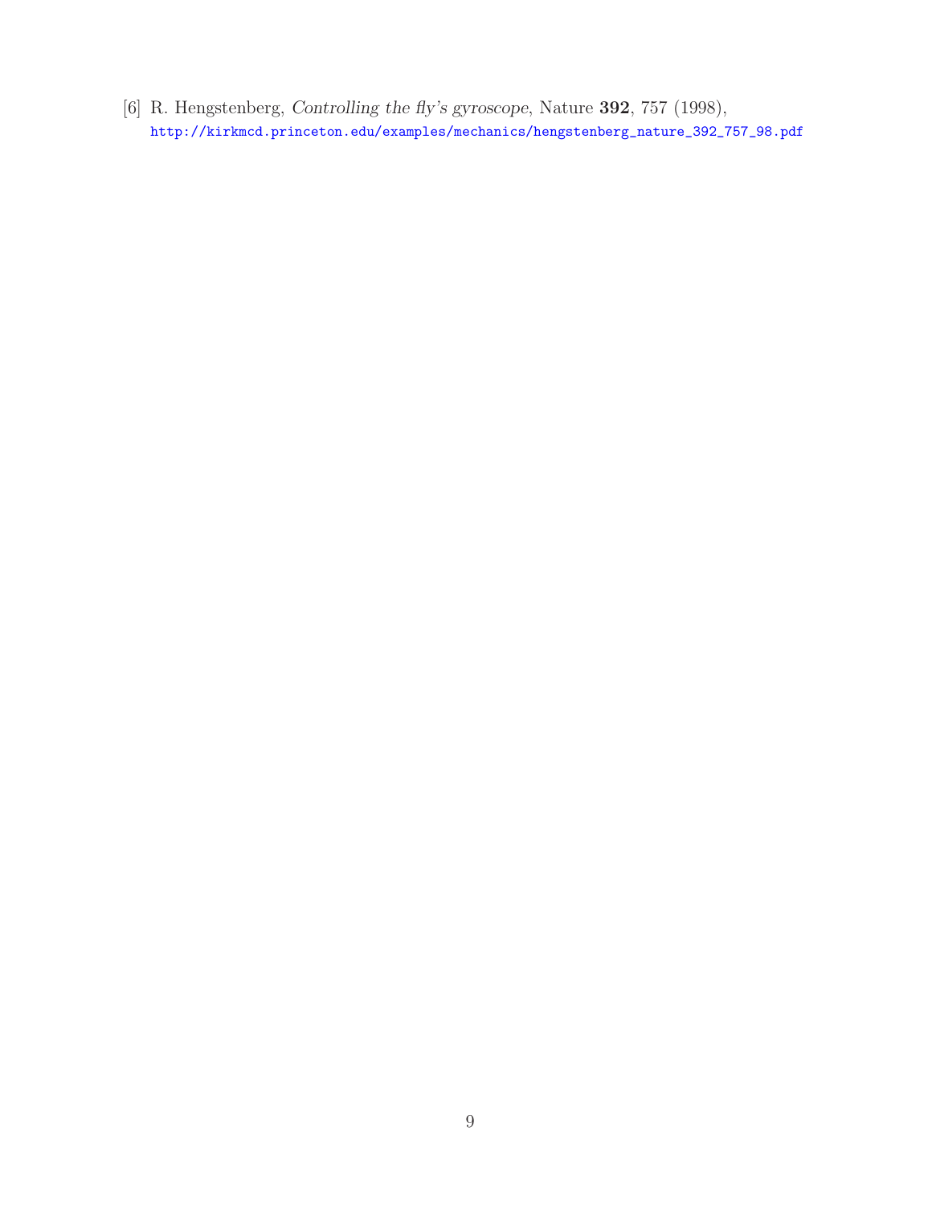[6] R. Hengstenberg, *Controlling the fly's gyroscope*, Nature **392**, 757 (1998), http://kirkmcd.princeton.edu/examples/mechanics/hengstenberg_nature_392_757_98.pdf